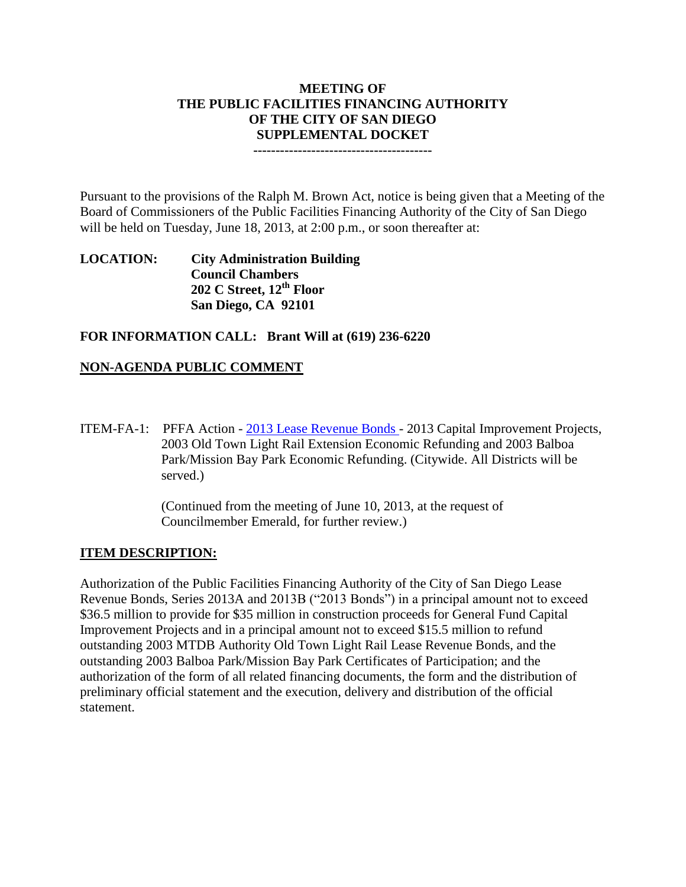# MEETING OF THE PUBLIC FACILITIES FINANCING AUTHORITY OF THE CITY OF SAN DIEGO SUPPLEMENTAL DOCKET

---------------------------------------

Pursuant to the provisions of the Ralph M. Brown Act, notice is being given that a Meeting of the Board of Commissioners of the Public Facilities Financing Authority of the City of San Diego will be held on Tuesday, June 18, 2013, at 2:00 p.m., or soon thereafter at:

**LOCATION:** **City Administration Building**
**Council Chambers**
**202 C Street, 12th Floor**
**San Diego, CA 92101**

**FOR INFORMATION CALL: Brant Will at (619) 236-6220**

**NON-AGENDA PUBLIC COMMENT**

ITEM-FA-1: PFFA Action - 2013 Lease Revenue Bonds - 2013 Capital Improvement Projects, 2003 Old Town Light Rail Extension Economic Refunding and 2003 Balboa Park/Mission Bay Park Economic Refunding. (Citywide. All Districts will be served.)

(Continued from the meeting of June 10, 2013, at the request of Councilmember Emerald, for further review.)

**ITEM DESCRIPTION:**

Authorization of the Public Facilities Financing Authority of the City of San Diego Lease Revenue Bonds, Series 2013A and 2013B ("2013 Bonds") in a principal amount not to exceed $36.5 million to provide for $35 million in construction proceeds for General Fund Capital Improvement Projects and in a principal amount not to exceed $15.5 million to refund outstanding 2003 MTDB Authority Old Town Light Rail Lease Revenue Bonds, and the outstanding 2003 Balboa Park/Mission Bay Park Certificates of Participation; and the authorization of the form of all related financing documents, the form and the distribution of preliminary official statement and the execution, delivery and distribution of the official statement.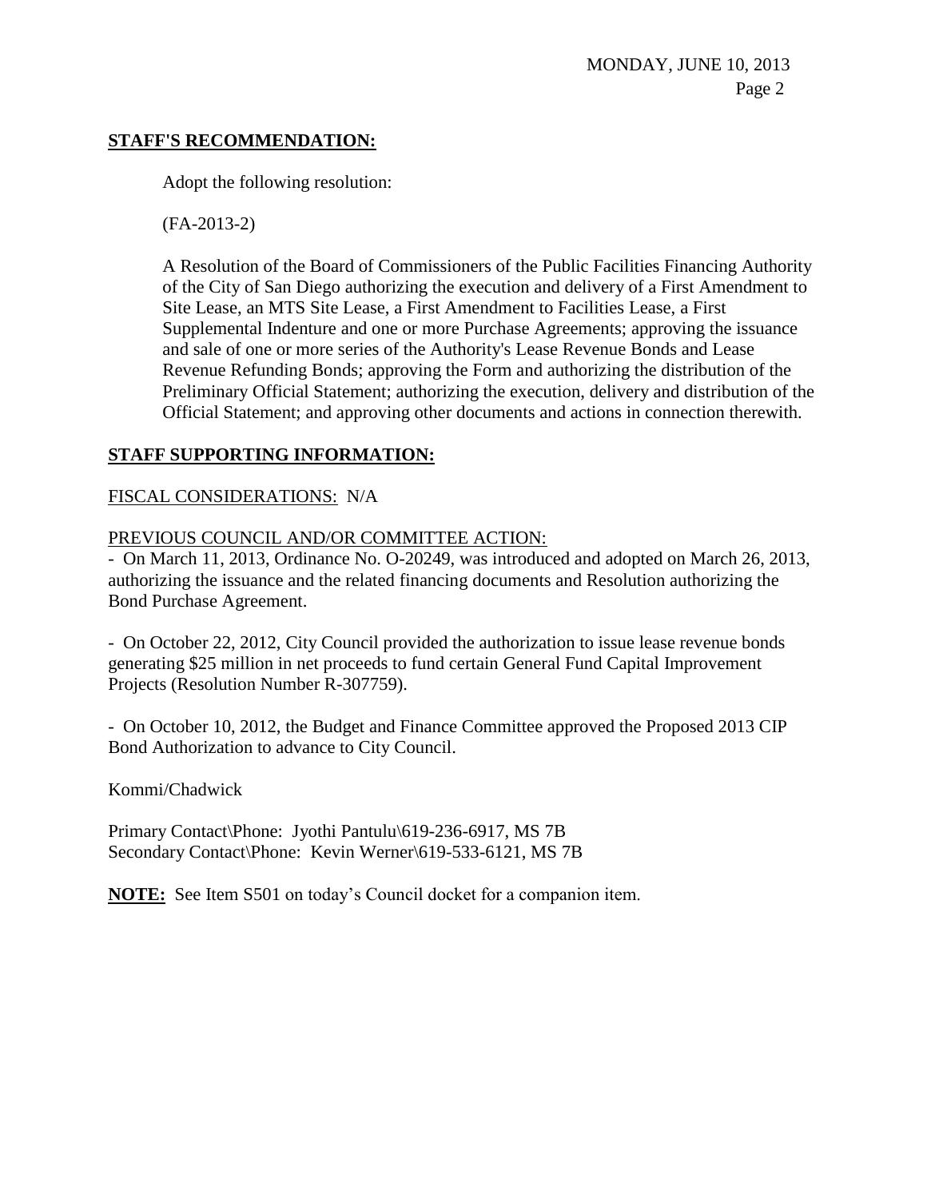**STAFF'S RECOMMENDATION:**

Adopt the following resolution:

(FA-2013-2)

A Resolution of the Board of Commissioners of the Public Facilities Financing Authority of the City of San Diego authorizing the execution and delivery of a First Amendment to Site Lease, an MTS Site Lease, a First Amendment to Facilities Lease, a First Supplemental Indenture and one or more Purchase Agreements; approving the issuance and sale of one or more series of the Authority's Lease Revenue Bonds and Lease Revenue Refunding Bonds; approving the Form and authorizing the distribution of the Preliminary Official Statement; authorizing the execution, delivery and distribution of the Official Statement; and approving other documents and actions in connection therewith.

**STAFF SUPPORTING INFORMATION:**

FISCAL CONSIDERATIONS: N/A

PREVIOUS COUNCIL AND/OR COMMITTEE ACTION:

- On March 11, 2013, Ordinance No. O-20249, was introduced and adopted on March 26, 2013, authorizing the issuance and the related financing documents and Resolution authorizing the Bond Purchase Agreement.

- On October 22, 2012, City Council provided the authorization to issue lease revenue bonds generating $25 million in net proceeds to fund certain General Fund Capital Improvement Projects (Resolution Number R-307759).

- On October 10, 2012, the Budget and Finance Committee approved the Proposed 2013 CIP Bond Authorization to advance to City Council.

Kommi/Chadwick

Primary Contact\Phone: Jyothi Pantulu\619-236-6917, MS 7B
Secondary Contact\Phone: Kevin Werner\619-533-6121, MS 7B

**NOTE:** See Item S501 on today's Council docket for a companion item.